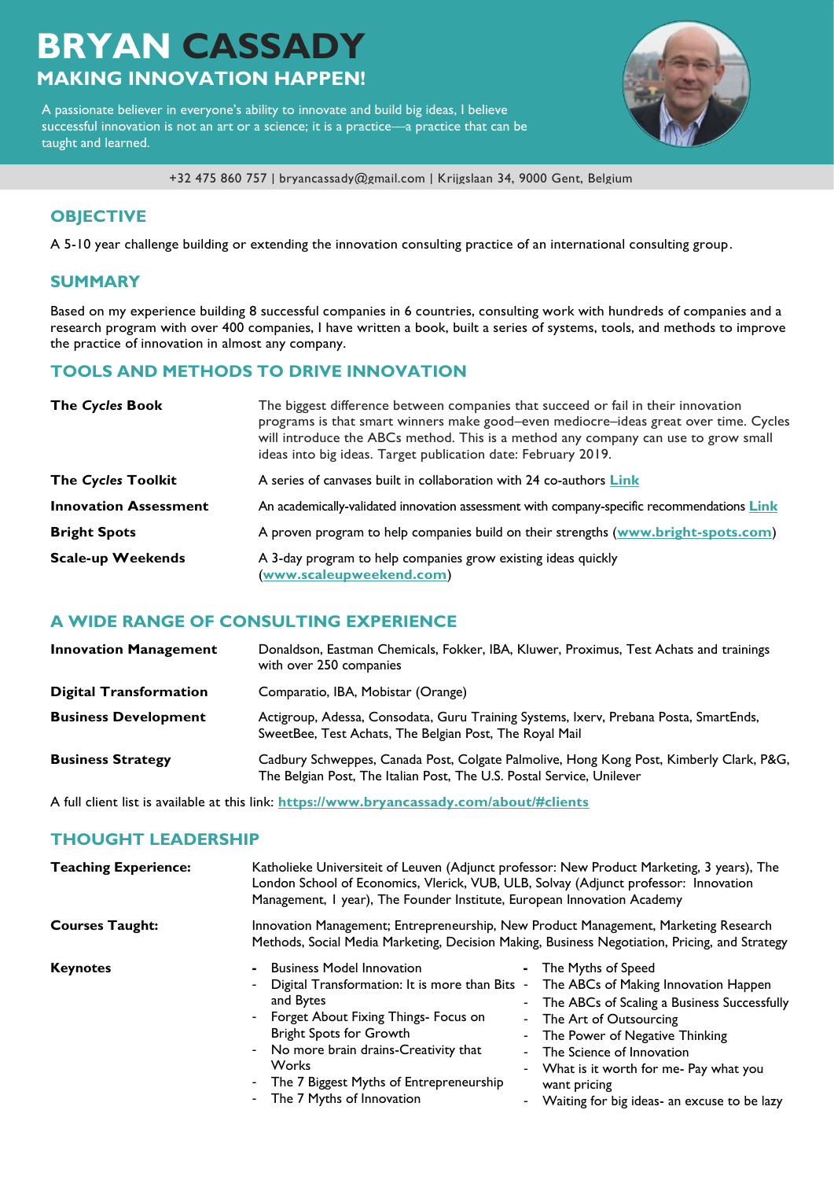# BRYAN CASSADY

## MAKING INNOVATION HAPPEN!

A passionate believer in everyone's ability to innovate and build big ideas, I believe successful innovation is not an art or a science; it is a practice—a practice that can be taught and learned.

+32 475 860 757 | bryancassady@gmail.com | Krijgslaan 34, 9000 Gent, Belgium

### OBJECTIVE

A 5-10 year challenge building or extending the innovation consulting practice of an international consulting group.

### SUMMARY

Based on my experience building 8 successful companies in 6 countries, consulting work with hundreds of companies and a research program with over 400 companies, I have written a book, built a series of systems, tools, and methods to improve the practice of innovation in almost any company.

### TOOLS AND METHODS TO DRIVE INNOVATION

| | |
|---|---|
| **The *Cycles* Book** | The biggest difference between companies that succeed or fail in their innovation programs is that smart winners make good–even mediocre–ideas great over time. Cycles will introduce the ABCs method. This is a method any company can use to grow small ideas into big ideas. Target publication date: February 2019. |
| **The *Cycles* Toolkit** | A series of canvases built in collaboration with 24 co-authors **Link** |
| **Innovation Assessment** | An academically-validated innovation assessment with company-specific recommendations **Link** |
| **Bright Spots** | A proven program to help companies build on their strengths (**www.bright-spots.com**) |
| **Scale-up Weekends** | A 3-day program to help companies grow existing ideas quickly (**www.scaleupweekend.com**) |

### A WIDE RANGE OF CONSULTING EXPERIENCE

| | |
|---|---|
| **Innovation Management** | Donaldson, Eastman Chemicals, Fokker, IBA, Kluwer, Proximus, Test Achats and trainings with over 250 companies |
| **Digital Transformation** | Comparatio, IBA, Mobistar (Orange) |
| **Business Development** | Actigroup, Adessa, Consodata, Guru Training Systems, Ixerv, Prebana Posta, SmartEnds, SweetBee, Test Achats, The Belgian Post, The Royal Mail |
| **Business Strategy** | Cadbury Schweppes, Canada Post, Colgate Palmolive, Hong Kong Post, Kimberly Clark, P&G, The Belgian Post, The Italian Post, The U.S. Postal Service, Unilever |

A full client list is available at this link: **https://www.bryancassady.com/about/#clients**

### THOUGHT LEADERSHIP

**Teaching Experience:** Katholieke Universiteit of Leuven (Adjunct professor: New Product Marketing, 3 years), The London School of Economics, Vlerick, VUB, ULB, Solvay (Adjunct professor: Innovation Management, 1 year), The Founder Institute, European Innovation Academy

**Courses Taught:** Innovation Management; Entrepreneurship, New Product Management, Marketing Research Methods, Social Media Marketing, Decision Making, Business Negotiation, Pricing, and Strategy

**Keynotes**

- Business Model Innovation
- Digital Transformation: It is more than Bits and Bytes
- Forget About Fixing Things- Focus on Bright Spots for Growth
- No more brain drains-Creativity that Works
- The 7 Biggest Myths of Entrepreneurship
- The 7 Myths of Innovation
- The Myths of Speed
- The ABCs of Making Innovation Happen
- The ABCs of Scaling a Business Successfully
- The Art of Outsourcing
- The Power of Negative Thinking
- The Science of Innovation
- What is it worth for me- Pay what you want pricing
- Waiting for big ideas- an excuse to be lazy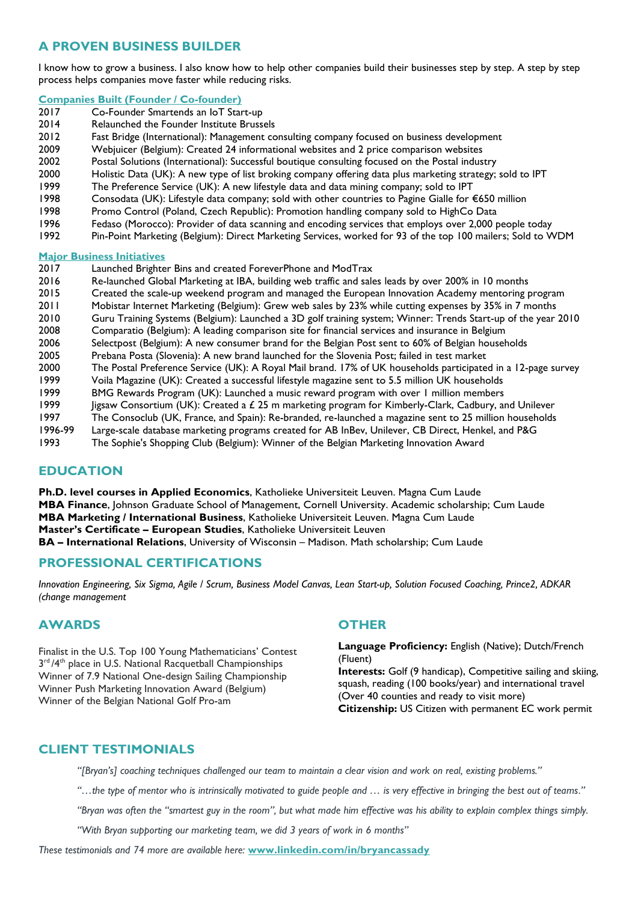## A PROVEN BUSINESS BUILDER

I know how to grow a business. I also know how to help other companies build their businesses step by step. A step by step process helps companies move faster while reducing risks.

**Companies Built (Founder / Co-founder)**

| | |
|---|---|
| 2017 | Co-Founder Smartends an IoT Start-up |
| 2014 | Relaunched the Founder Institute Brussels |
| 2012 | Fast Bridge (International): Management consulting company focused on business development |
| 2009 | Webjuicer (Belgium): Created 24 informational websites and 2 price comparison websites |
| 2002 | Postal Solutions (International): Successful boutique consulting focused on the Postal industry |
| 2000 | Holistic Data (UK): A new type of list broking company offering data plus marketing strategy; sold to IPT |
| 1999 | The Preference Service (UK): A new lifestyle data and data mining company; sold to IPT |
| 1998 | Consodata (UK): Lifestyle data company; sold with other countries to Pagine Gialle for €650 million |
| 1998 | Promo Control (Poland, Czech Republic): Promotion handling company sold to HighCo Data |
| 1996 | Fedaso (Morocco): Provider of data scanning and encoding services that employs over 2,000 people today |
| 1992 | Pin-Point Marketing (Belgium): Direct Marketing Services, worked for 93 of the top 100 mailers; Sold to WDM |

**Major Business Initiatives**

| | |
|---|---|
| 2017 | Launched Brighter Bins and created ForeverPhone and ModTrax |
| 2016 | Re-launched Global Marketing at IBA, building web traffic and sales leads by over 200% in 10 months |
| 2015 | Created the scale-up weekend program and managed the European Innovation Academy mentoring program |
| 2011 | Mobistar Internet Marketing (Belgium): Grew web sales by 23% while cutting expenses by 35% in 7 months |
| 2010 | Guru Training Systems (Belgium): Launched a 3D golf training system; Winner: Trends Start-up of the year 2010 |
| 2008 | Comparatio (Belgium): A leading comparison site for financial services and insurance in Belgium |
| 2006 | Selectpost (Belgium): A new consumer brand for the Belgian Post sent to 60% of Belgian households |
| 2005 | Prebana Posta (Slovenia): A new brand launched for the Slovenia Post; failed in test market |
| 2000 | The Postal Preference Service (UK): A Royal Mail brand. 17% of UK households participated in a 12-page survey |
| 1999 | Voila Magazine (UK): Created a successful lifestyle magazine sent to 5.5 million UK households |
| 1999 | BMG Rewards Program (UK): Launched a music reward program with over 1 million members |
| 1999 | Jigsaw Consortium (UK): Created a £ 25 m marketing program for Kimberly-Clark, Cadbury, and Unilever |
| 1997 | The Consoclub (UK, France, and Spain): Re-branded, re-launched a magazine sent to 25 million households |
| 1996-99 | Large-scale database marketing programs created for AB InBev, Unilever, CB Direct, Henkel, and P&G |
| 1993 | The Sophie's Shopping Club (Belgium): Winner of the Belgian Marketing Innovation Award |

## EDUCATION

**Ph.D. level courses in Applied Economics**, Katholieke Universiteit Leuven. Magna Cum Laude
**MBA Finance**, Johnson Graduate School of Management, Cornell University. Academic scholarship; Cum Laude
**MBA Marketing / International Business**, Katholieke Universiteit Leuven. Magna Cum Laude
**Master's Certificate – European Studies**, Katholieke Universiteit Leuven
**BA – International Relations**, University of Wisconsin – Madison. Math scholarship; Cum Laude

## PROFESSIONAL CERTIFICATIONS

*Innovation Engineering, Six Sigma, Agile / Scrum, Business Model Canvas, Lean Start-up, Solution Focused Coaching, Prince2, ADKAR (change management*

## AWARDS

Finalist in the U.S. Top 100 Young Mathematicians' Contest
3rd/4th place in U.S. National Racquetball Championships
Winner of 7.9 National One-design Sailing Championship
Winner Push Marketing Innovation Award (Belgium)
Winner of the Belgian National Golf Pro-am

## OTHER

**Language Proficiency:** English (Native); Dutch/French (Fluent)
**Interests:** Golf (9 handicap), Competitive sailing and skiing, squash, reading (100 books/year) and international travel (Over 40 counties and ready to visit more)
**Citizenship:** US Citizen with permanent EC work permit

## CLIENT TESTIMONIALS

*"[Bryan's] coaching techniques challenged our team to maintain a clear vision and work on real, existing problems."*

*"…the type of mentor who is intrinsically motivated to guide people and … is very effective in bringing the best out of teams."*

*"Bryan was often the "smartest guy in the room", but what made him effective was his ability to explain complex things simply.*

*"With Bryan supporting our marketing team, we did 3 years of work in 6 months"*

*These testimonials and 74 more are available here:* **www.linkedin.com/in/bryancassady**